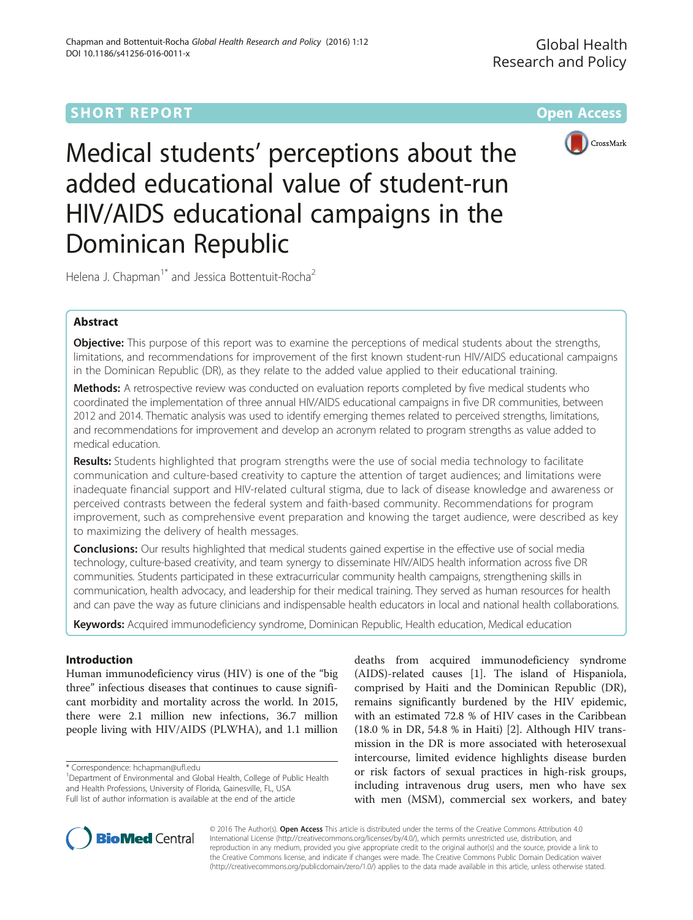SHORT REPORT

Open Access

# Medical students' perceptions about the added educational value of student-run HIV/AIDS educational campaigns in the Dominican Republic

Helena J. Chapman[1*] and Jessica Bottentuit-Rocha[2]

## Abstract

**Objective:** This purpose of this report was to examine the perceptions of medical students about the strengths, limitations, and recommendations for improvement of the first known student-run HIV/AIDS educational campaigns in the Dominican Republic (DR), as they relate to the added value applied to their educational training.

**Methods:** A retrospective review was conducted on evaluation reports completed by five medical students who coordinated the implementation of three annual HIV/AIDS educational campaigns in five DR communities, between 2012 and 2014. Thematic analysis was used to identify emerging themes related to perceived strengths, limitations, and recommendations for improvement and develop an acronym related to program strengths as value added to medical education.

**Results:** Students highlighted that program strengths were the use of social media technology to facilitate communication and culture-based creativity to capture the attention of target audiences; and limitations were inadequate financial support and HIV-related cultural stigma, due to lack of disease knowledge and awareness or perceived contrasts between the federal system and faith-based community. Recommendations for program improvement, such as comprehensive event preparation and knowing the target audience, were described as key to maximizing the delivery of health messages.

**Conclusions:** Our results highlighted that medical students gained expertise in the effective use of social media technology, culture-based creativity, and team synergy to disseminate HIV/AIDS health information across five DR communities. Students participated in these extracurricular community health campaigns, strengthening skills in communication, health advocacy, and leadership for their medical training. They served as human resources for health and can pave the way as future clinicians and indispensable health educators in local and national health collaborations.

**Keywords:** Acquired immunodeficiency syndrome, Dominican Republic, Health education, Medical education

## Introduction

Human immunodeficiency virus (HIV) is one of the "big three" infectious diseases that continues to cause significant morbidity and mortality across the world. In 2015, there were 2.1 million new infections, 36.7 million people living with HIV/AIDS (PLWHA), and 1.1 million deaths from acquired immunodeficiency syndrome (AIDS)-related causes [1]. The island of Hispaniola, comprised by Haiti and the Dominican Republic (DR), remains significantly burdened by the HIV epidemic, with an estimated 72.8 % of HIV cases in the Caribbean (18.0 % in DR, 54.8 % in Haiti) [2]. Although HIV transmission in the DR is more associated with heterosexual intercourse, limited evidence highlights disease burden or risk factors of sexual practices in high-risk groups, including intravenous drug users, men who have sex with men (MSM), commercial sex workers, and batey

\* Correspondence: hchapman@ufl.edu

[1]Department of Environmental and Global Health, College of Public Health and Health Professions, University of Florida, Gainesville, FL, USA

Full list of author information is available at the end of the article

© 2016 The Author(s). **Open Access** This article is distributed under the terms of the Creative Commons Attribution 4.0 International License (http://creativecommons.org/licenses/by/4.0/), which permits unrestricted use, distribution, and reproduction in any medium, provided you give appropriate credit to the original author(s) and the source, provide a link to the Creative Commons license, and indicate if changes were made. The Creative Commons Public Domain Dedication waiver (http://creativecommons.org/publicdomain/zero/1.0/) applies to the data made available in this article, unless otherwise stated.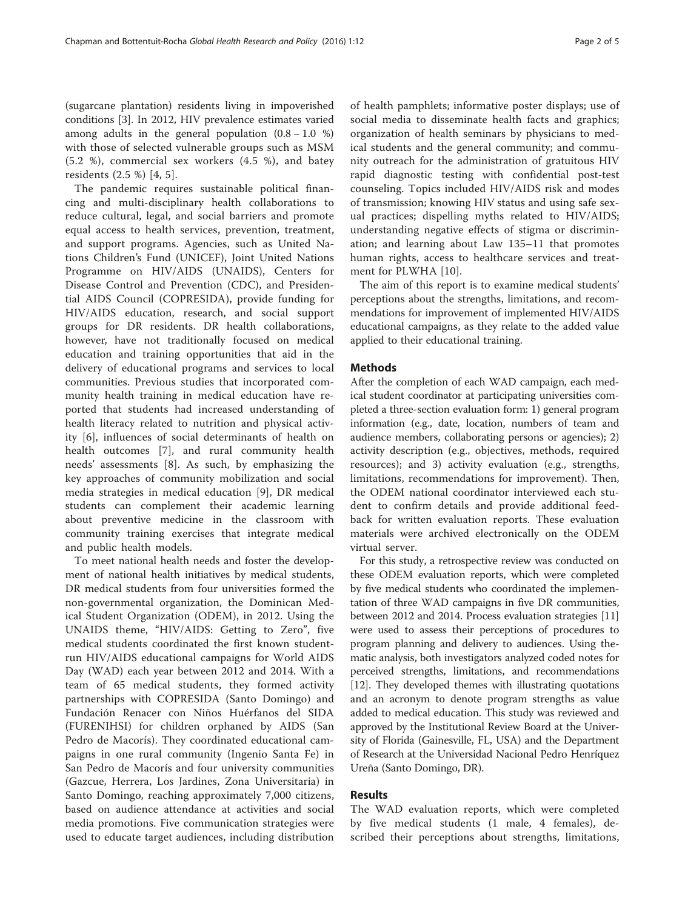(sugarcane plantation) residents living in impoverished conditions [3]. In 2012, HIV prevalence estimates varied among adults in the general population (0.8 – 1.0 %) with those of selected vulnerable groups such as MSM (5.2 %), commercial sex workers (4.5 %), and batey residents (2.5 %) [4, 5].

The pandemic requires sustainable political financing and multi-disciplinary health collaborations to reduce cultural, legal, and social barriers and promote equal access to health services, prevention, treatment, and support programs. Agencies, such as United Nations Children's Fund (UNICEF), Joint United Nations Programme on HIV/AIDS (UNAIDS), Centers for Disease Control and Prevention (CDC), and Presidential AIDS Council (COPRESIDA), provide funding for HIV/AIDS education, research, and social support groups for DR residents. DR health collaborations, however, have not traditionally focused on medical education and training opportunities that aid in the delivery of educational programs and services to local communities. Previous studies that incorporated community health training in medical education have reported that students had increased understanding of health literacy related to nutrition and physical activity [6], influences of social determinants of health on health outcomes [7], and rural community health needs' assessments [8]. As such, by emphasizing the key approaches of community mobilization and social media strategies in medical education [9], DR medical students can complement their academic learning about preventive medicine in the classroom with community training exercises that integrate medical and public health models.

To meet national health needs and foster the development of national health initiatives by medical students, DR medical students from four universities formed the non-governmental organization, the Dominican Medical Student Organization (ODEM), in 2012. Using the UNAIDS theme, "HIV/AIDS: Getting to Zero", five medical students coordinated the first known student-run HIV/AIDS educational campaigns for World AIDS Day (WAD) each year between 2012 and 2014. With a team of 65 medical students, they formed activity partnerships with COPRESIDA (Santo Domingo) and Fundación Renacer con Niños Huérfanos del SIDA (FURENIHSI) for children orphaned by AIDS (San Pedro de Macorís). They coordinated educational campaigns in one rural community (Ingenio Santa Fe) in San Pedro de Macorís and four university communities (Gazcue, Herrera, Los Jardines, Zona Universitaria) in Santo Domingo, reaching approximately 7,000 citizens, based on audience attendance at activities and social media promotions. Five communication strategies were used to educate target audiences, including distribution of health pamphlets; informative poster displays; use of social media to disseminate health facts and graphics; organization of health seminars by physicians to medical students and the general community; and community outreach for the administration of gratuitous HIV rapid diagnostic testing with confidential post-test counseling. Topics included HIV/AIDS risk and modes of transmission; knowing HIV status and using safe sexual practices; dispelling myths related to HIV/AIDS; understanding negative effects of stigma or discrimination; and learning about Law 135–11 that promotes human rights, access to healthcare services and treatment for PLWHA [10].

The aim of this report is to examine medical students' perceptions about the strengths, limitations, and recommendations for improvement of implemented HIV/AIDS educational campaigns, as they relate to the added value applied to their educational training.

## Methods

After the completion of each WAD campaign, each medical student coordinator at participating universities completed a three-section evaluation form: 1) general program information (e.g., date, location, numbers of team and audience members, collaborating persons or agencies); 2) activity description (e.g., objectives, methods, required resources); and 3) activity evaluation (e.g., strengths, limitations, recommendations for improvement). Then, the ODEM national coordinator interviewed each student to confirm details and provide additional feedback for written evaluation reports. These evaluation materials were archived electronically on the ODEM virtual server.

For this study, a retrospective review was conducted on these ODEM evaluation reports, which were completed by five medical students who coordinated the implementation of three WAD campaigns in five DR communities, between 2012 and 2014. Process evaluation strategies [11] were used to assess their perceptions of procedures to program planning and delivery to audiences. Using thematic analysis, both investigators analyzed coded notes for perceived strengths, limitations, and recommendations [12]. They developed themes with illustrating quotations and an acronym to denote program strengths as value added to medical education. This study was reviewed and approved by the Institutional Review Board at the University of Florida (Gainesville, FL, USA) and the Department of Research at the Universidad Nacional Pedro Henríquez Ureña (Santo Domingo, DR).

## Results

The WAD evaluation reports, which were completed by five medical students (1 male, 4 females), described their perceptions about strengths, limitations,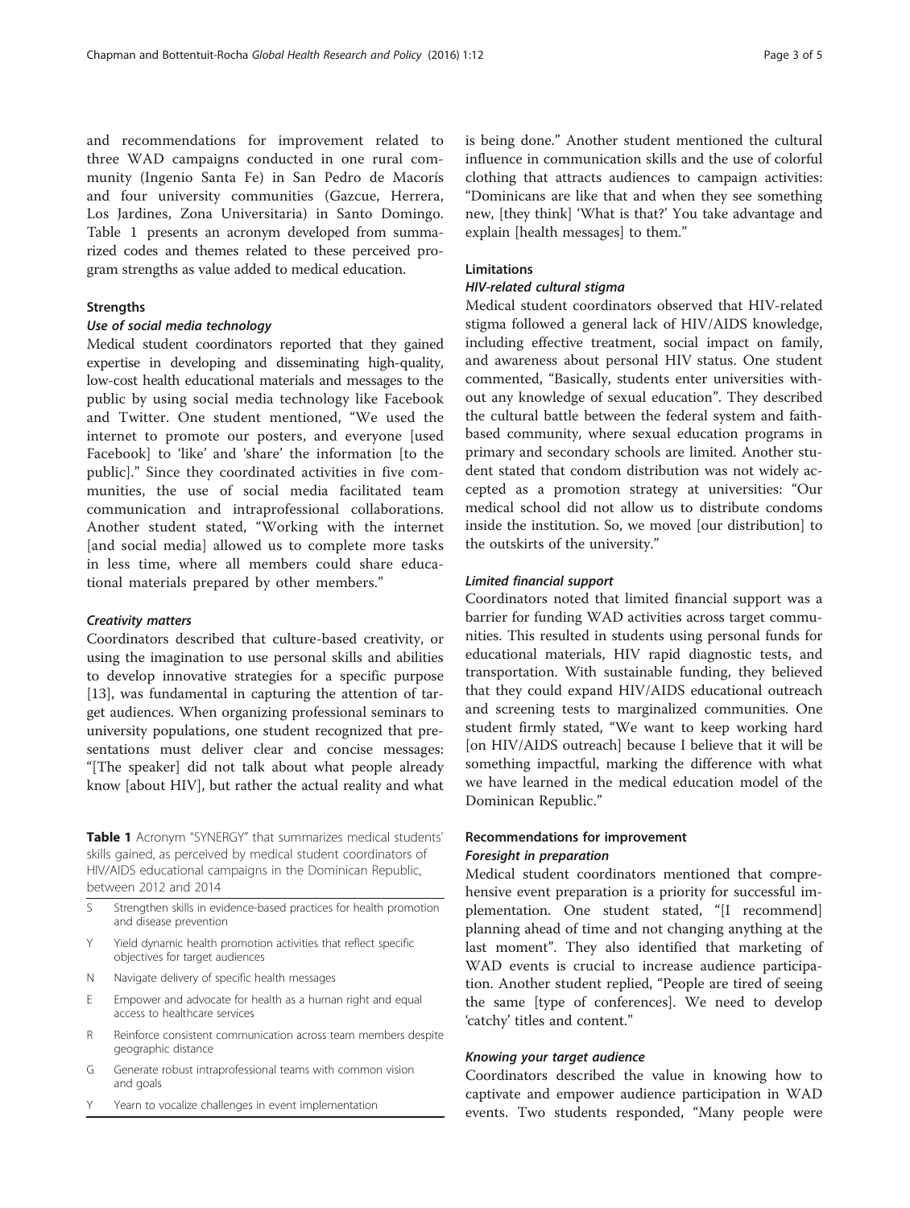and recommendations for improvement related to three WAD campaigns conducted in one rural community (Ingenio Santa Fe) in San Pedro de Macorís and four university communities (Gazcue, Herrera, Los Jardines, Zona Universitaria) in Santo Domingo. Table 1 presents an acronym developed from summarized codes and themes related to these perceived program strengths as value added to medical education.

### Strengths

#### *Use of social media technology*

Medical student coordinators reported that they gained expertise in developing and disseminating high-quality, low-cost health educational materials and messages to the public by using social media technology like Facebook and Twitter. One student mentioned, "We used the internet to promote our posters, and everyone [used Facebook] to 'like' and 'share' the information [to the public]." Since they coordinated activities in five communities, the use of social media facilitated team communication and intraprofessional collaborations. Another student stated, "Working with the internet [and social media] allowed us to complete more tasks in less time, where all members could share educational materials prepared by other members."

#### *Creativity matters*

Coordinators described that culture-based creativity, or using the imagination to use personal skills and abilities to develop innovative strategies for a specific purpose [13], was fundamental in capturing the attention of target audiences. When organizing professional seminars to university populations, one student recognized that presentations must deliver clear and concise messages: "[The speaker] did not talk about what people already know [about HIV], but rather the actual reality and what is being done." Another student mentioned the cultural influence in communication skills and the use of colorful clothing that attracts audiences to campaign activities: "Dominicans are like that and when they see something new, [they think] 'What is that?' You take advantage and explain [health messages] to them."

**Table 1** Acronym "SYNERGY" that summarizes medical students' skills gained, as perceived by medical student coordinators of HIV/AIDS educational campaigns in the Dominican Republic, between 2012 and 2014

| | |
|---|---|
| S | Strengthen skills in evidence-based practices for health promotion and disease prevention |
| Y | Yield dynamic health promotion activities that reflect specific objectives for target audiences |
| N | Navigate delivery of specific health messages |
| E | Empower and advocate for health as a human right and equal access to healthcare services |
| R | Reinforce consistent communication across team members despite geographic distance |
| G | Generate robust intraprofessional teams with common vision and goals |
| Y | Yearn to vocalize challenges in event implementation |

### Limitations

#### *HIV-related cultural stigma*

Medical student coordinators observed that HIV-related stigma followed a general lack of HIV/AIDS knowledge, including effective treatment, social impact on family, and awareness about personal HIV status. One student commented, "Basically, students enter universities without any knowledge of sexual education". They described the cultural battle between the federal system and faith-based community, where sexual education programs in primary and secondary schools are limited. Another student stated that condom distribution was not widely accepted as a promotion strategy at universities: "Our medical school did not allow us to distribute condoms inside the institution. So, we moved [our distribution] to the outskirts of the university."

#### *Limited financial support*

Coordinators noted that limited financial support was a barrier for funding WAD activities across target communities. This resulted in students using personal funds for educational materials, HIV rapid diagnostic tests, and transportation. With sustainable funding, they believed that they could expand HIV/AIDS educational outreach and screening tests to marginalized communities. One student firmly stated, "We want to keep working hard [on HIV/AIDS outreach] because I believe that it will be something impactful, marking the difference with what we have learned in the medical education model of the Dominican Republic."

### Recommendations for improvement

#### *Foresight in preparation*

Medical student coordinators mentioned that comprehensive event preparation is a priority for successful implementation. One student stated, "[I recommend] planning ahead of time and not changing anything at the last moment". They also identified that marketing of WAD events is crucial to increase audience participation. Another student replied, "People are tired of seeing the same [type of conferences]. We need to develop 'catchy' titles and content."

#### *Knowing your target audience*

Coordinators described the value in knowing how to captivate and empower audience participation in WAD events. Two students responded, "Many people were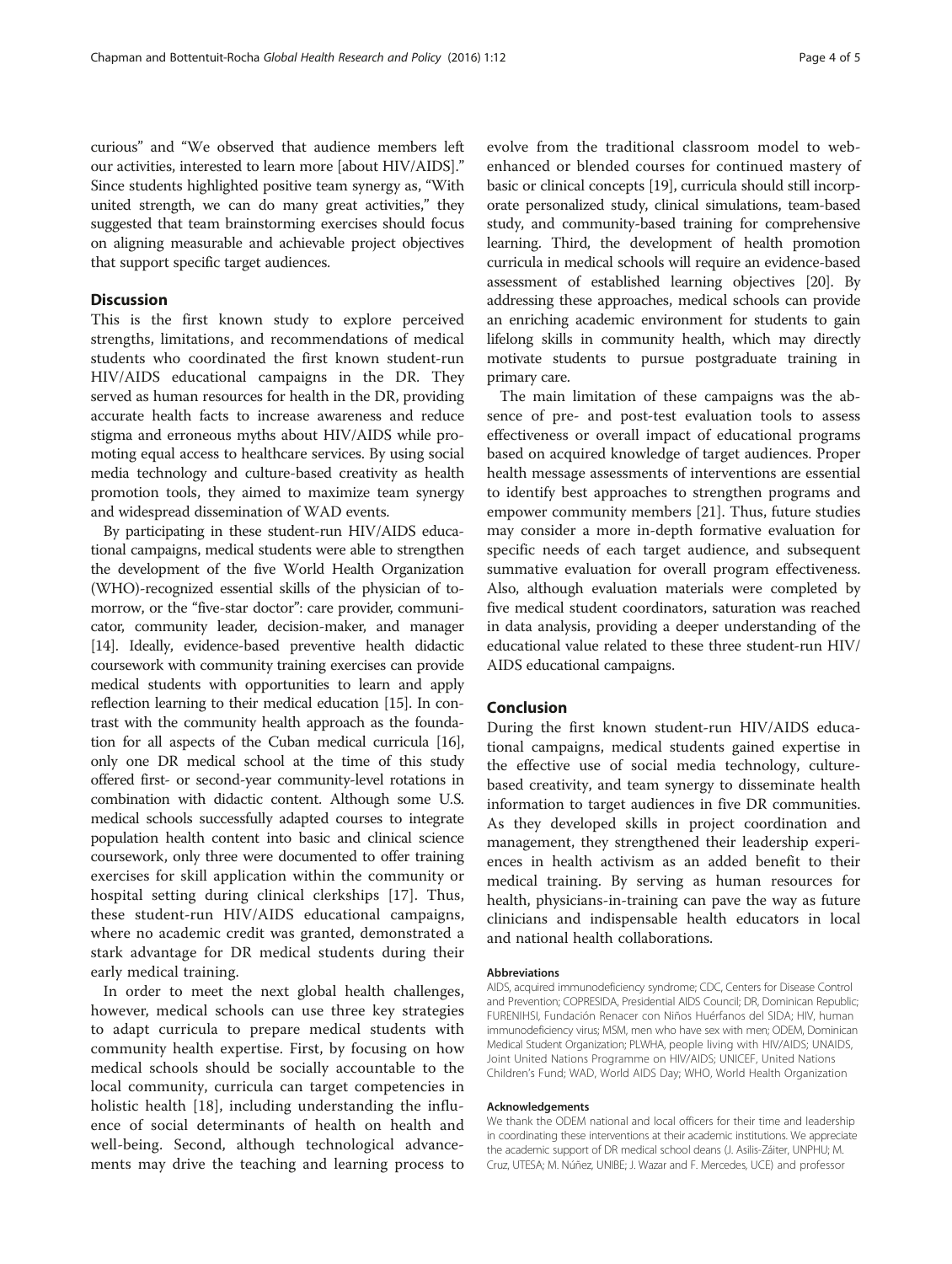curious" and "We observed that audience members left our activities, interested to learn more [about HIV/AIDS]." Since students highlighted positive team synergy as, "With united strength, we can do many great activities," they suggested that team brainstorming exercises should focus on aligning measurable and achievable project objectives that support specific target audiences.

## Discussion

This is the first known study to explore perceived strengths, limitations, and recommendations of medical students who coordinated the first known student-run HIV/AIDS educational campaigns in the DR. They served as human resources for health in the DR, providing accurate health facts to increase awareness and reduce stigma and erroneous myths about HIV/AIDS while promoting equal access to healthcare services. By using social media technology and culture-based creativity as health promotion tools, they aimed to maximize team synergy and widespread dissemination of WAD events.

By participating in these student-run HIV/AIDS educational campaigns, medical students were able to strengthen the development of the five World Health Organization (WHO)-recognized essential skills of the physician of tomorrow, or the "five-star doctor": care provider, communicator, community leader, decision-maker, and manager [14]. Ideally, evidence-based preventive health didactic coursework with community training exercises can provide medical students with opportunities to learn and apply reflection learning to their medical education [15]. In contrast with the community health approach as the foundation for all aspects of the Cuban medical curricula [16], only one DR medical school at the time of this study offered first- or second-year community-level rotations in combination with didactic content. Although some U.S. medical schools successfully adapted courses to integrate population health content into basic and clinical science coursework, only three were documented to offer training exercises for skill application within the community or hospital setting during clinical clerkships [17]. Thus, these student-run HIV/AIDS educational campaigns, where no academic credit was granted, demonstrated a stark advantage for DR medical students during their early medical training.

In order to meet the next global health challenges, however, medical schools can use three key strategies to adapt curricula to prepare medical students with community health expertise. First, by focusing on how medical schools should be socially accountable to the local community, curricula can target competencies in holistic health [18], including understanding the influence of social determinants of health on health and well-being. Second, although technological advancements may drive the teaching and learning process to evolve from the traditional classroom model to web-enhanced or blended courses for continued mastery of basic or clinical concepts [19], curricula should still incorporate personalized study, clinical simulations, team-based study, and community-based training for comprehensive learning. Third, the development of health promotion curricula in medical schools will require an evidence-based assessment of established learning objectives [20]. By addressing these approaches, medical schools can provide an enriching academic environment for students to gain lifelong skills in community health, which may directly motivate students to pursue postgraduate training in primary care.

The main limitation of these campaigns was the absence of pre- and post-test evaluation tools to assess effectiveness or overall impact of educational programs based on acquired knowledge of target audiences. Proper health message assessments of interventions are essential to identify best approaches to strengthen programs and empower community members [21]. Thus, future studies may consider a more in-depth formative evaluation for specific needs of each target audience, and subsequent summative evaluation for overall program effectiveness. Also, although evaluation materials were completed by five medical student coordinators, saturation was reached in data analysis, providing a deeper understanding of the educational value related to these three student-run HIV/AIDS educational campaigns.

## Conclusion

During the first known student-run HIV/AIDS educational campaigns, medical students gained expertise in the effective use of social media technology, culture-based creativity, and team synergy to disseminate health information to target audiences in five DR communities. As they developed skills in project coordination and management, they strengthened their leadership experiences in health activism as an added benefit to their medical training. By serving as human resources for health, physicians-in-training can pave the way as future clinicians and indispensable health educators in local and national health collaborations.

#### Abbreviations

AIDS, acquired immunodeficiency syndrome; CDC, Centers for Disease Control and Prevention; COPRESIDA, Presidential AIDS Council; DR, Dominican Republic; FURENIHSI, Fundación Renacer con Niños Huérfanos del SIDA; HIV, human immunodeficiency virus; MSM, men who have sex with men; ODEM, Dominican Medical Student Organization; PLWHA, people living with HIV/AIDS; UNAIDS, Joint United Nations Programme on HIV/AIDS; UNICEF, United Nations Children's Fund; WAD, World AIDS Day; WHO, World Health Organization

#### Acknowledgements

We thank the ODEM national and local officers for their time and leadership in coordinating these interventions at their academic institutions. We appreciate the academic support of DR medical school deans (J. Asilis-Záiter, UNPHU; M. Cruz, UTESA; M. Núñez, UNIBE; J. Wazar and F. Mercedes, UCE) and professor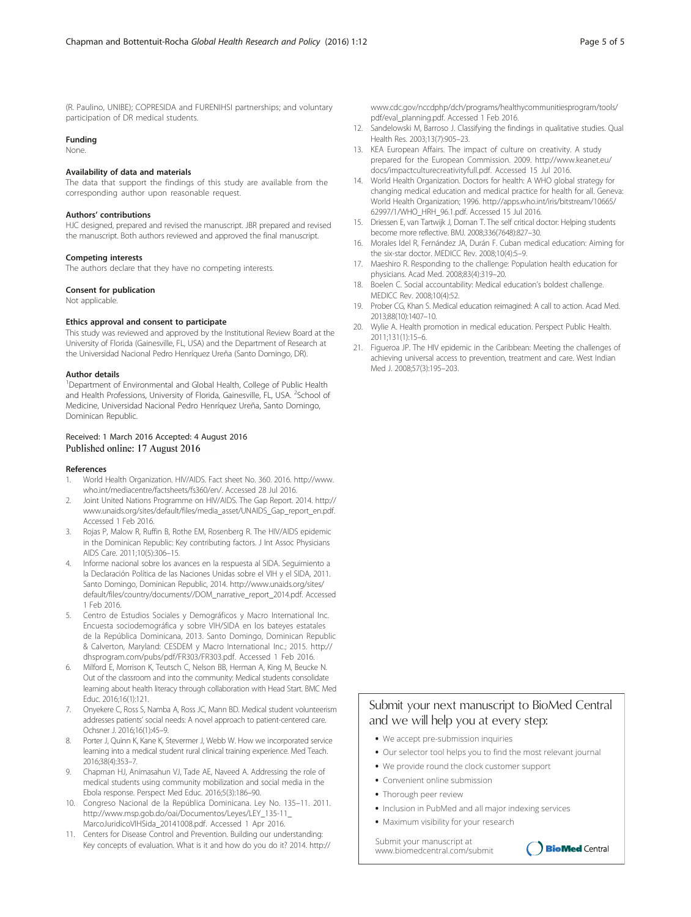(R. Paulino, UNIBE); COPRESIDA and FURENIHSI partnerships; and voluntary participation of DR medical students.

#### Funding

None.

#### Availability of data and materials

The data that support the findings of this study are available from the corresponding author upon reasonable request.

#### Authors' contributions

HJC designed, prepared and revised the manuscript. JBR prepared and revised the manuscript. Both authors reviewed and approved the final manuscript.

#### Competing interests

The authors declare that they have no competing interests.

#### Consent for publication

Not applicable.

#### Ethics approval and consent to participate

This study was reviewed and approved by the Institutional Review Board at the University of Florida (Gainesville, FL, USA) and the Department of Research at the Universidad Nacional Pedro Henríquez Ureña (Santo Domingo, DR).

#### Author details

[1]Department of Environmental and Global Health, College of Public Health and Health Professions, University of Florida, Gainesville, FL, USA. [2]School of Medicine, Universidad Nacional Pedro Henríquez Ureña, Santo Domingo, Dominican Republic.

Received: 1 March 2016 Accepted: 4 August 2016
Published online: 17 August 2016

#### References

1. World Health Organization. HIV/AIDS. Fact sheet No. 360. 2016. http://www.who.int/mediacentre/factsheets/fs360/en/. Accessed 28 Jul 2016.
2. Joint United Nations Programme on HIV/AIDS. The Gap Report. 2014. http://www.unaids.org/sites/default/files/media_asset/UNAIDS_Gap_report_en.pdf. Accessed 1 Feb 2016.
3. Rojas P, Malow R, Ruffin B, Rothe EM, Rosenberg R. The HIV/AIDS epidemic in the Dominican Republic: Key contributing factors. J Int Assoc Physicians AIDS Care. 2011;10(5):306–15.
4. Informe nacional sobre los avances en la respuesta al SIDA. Seguimiento a la Declaración Política de las Naciones Unidas sobre el VIH y el SIDA, 2011. Santo Domingo, Dominican Republic, 2014. http://www.unaids.org/sites/default/files/country/documents//DOM_narrative_report_2014.pdf. Accessed 1 Feb 2016.
5. Centro de Estudios Sociales y Demográficos y Macro International Inc. Encuesta sociodemográfica y sobre VIH/SIDA en los bateyes estatales de la República Dominicana, 2013. Santo Domingo, Dominican Republic & Calverton, Maryland: CESDEM y Macro International Inc.; 2015. http://dhsprogram.com/pubs/pdf/FR303/FR303.pdf. Accessed 1 Feb 2016.
6. Milford E, Morrison K, Teutsch C, Nelson BB, Herman A, King M, Beucke N. Out of the classroom and into the community: Medical students consolidate learning about health literacy through collaboration with Head Start. BMC Med Educ. 2016;16(1):121.
7. Onyekere C, Ross S, Namba A, Ross JC, Mann BD. Medical student volunteerism addresses patients' social needs: A novel approach to patient-centered care. Ochsner J. 2016;16(1):45–9.
8. Porter J, Quinn K, Kane K, Stevermer J, Webb W. How we incorporated service learning into a medical student rural clinical training experience. Med Teach. 2016;38(4):353–7.
9. Chapman HJ, Animasahun VJ, Tade AE, Naveed A. Addressing the role of medical students using community mobilization and social media in the Ebola response. Perspect Med Educ. 2016;5(3):186–90.
10. Congreso Nacional de la República Dominicana. Ley No. 135–11. 2011. http://www.msp.gob.do/oai/Documentos/Leyes/LEY_135-11_MarcoJuridicoVIHSida_20141008.pdf. Accessed 1 Apr 2016.
11. Centers for Disease Control and Prevention. Building our understanding: Key concepts of evaluation. What is it and how do you do it? 2014. http://www.cdc.gov/nccdphp/dch/programs/healthycommunitiesprogram/tools/pdf/eval_planning.pdf. Accessed 1 Feb 2016.
12. Sandelowski M, Barroso J. Classifying the findings in qualitative studies. Qual Health Res. 2003;13(7):905–23.
13. KEA European Affairs. The impact of culture on creativity. A study prepared for the European Commission. 2009. http://www.keanet.eu/docs/impactculturecreativityfull.pdf. Accessed 15 Jul 2016.
14. World Health Organization. Doctors for health: A WHO global strategy for changing medical education and medical practice for health for all. Geneva: World Health Organization; 1996. http://apps.who.int/iris/bitstream/10665/62997/1/WHO_HRH_96.1.pdf. Accessed 15 Jul 2016.
15. Driessen E, van Tartwijk J, Dornan T. The self critical doctor: Helping students become more reflective. BMJ. 2008;336(7648):827–30.
16. Morales Idel R, Fernández JA, Durán F. Cuban medical education: Aiming for the six-star doctor. MEDICC Rev. 2008;10(4):5–9.
17. Maeshiro R. Responding to the challenge: Population health education for physicians. Acad Med. 2008;83(4):319–20.
18. Boelen C. Social accountability: Medical education's boldest challenge. MEDICC Rev. 2008;10(4):52.
19. Prober CG, Khan S. Medical education reimagined: A call to action. Acad Med. 2013;88(10):1407–10.
20. Wylie A. Health promotion in medical education. Perspect Public Health. 2011;131(1):15–6.
21. Figueroa JP. The HIV epidemic in the Caribbean: Meeting the challenges of achieving universal access to prevention, treatment and care. West Indian Med J. 2008;57(3):195–203.

Submit your next manuscript to BioMed Central and we will help you at every step:

- We accept pre-submission inquiries
- Our selector tool helps you to find the most relevant journal
- We provide round the clock customer support
- Convenient online submission
- Thorough peer review
- Inclusion in PubMed and all major indexing services
- Maximum visibility for your research

Submit your manuscript at www.biomedcentral.com/submit

BioMed Central